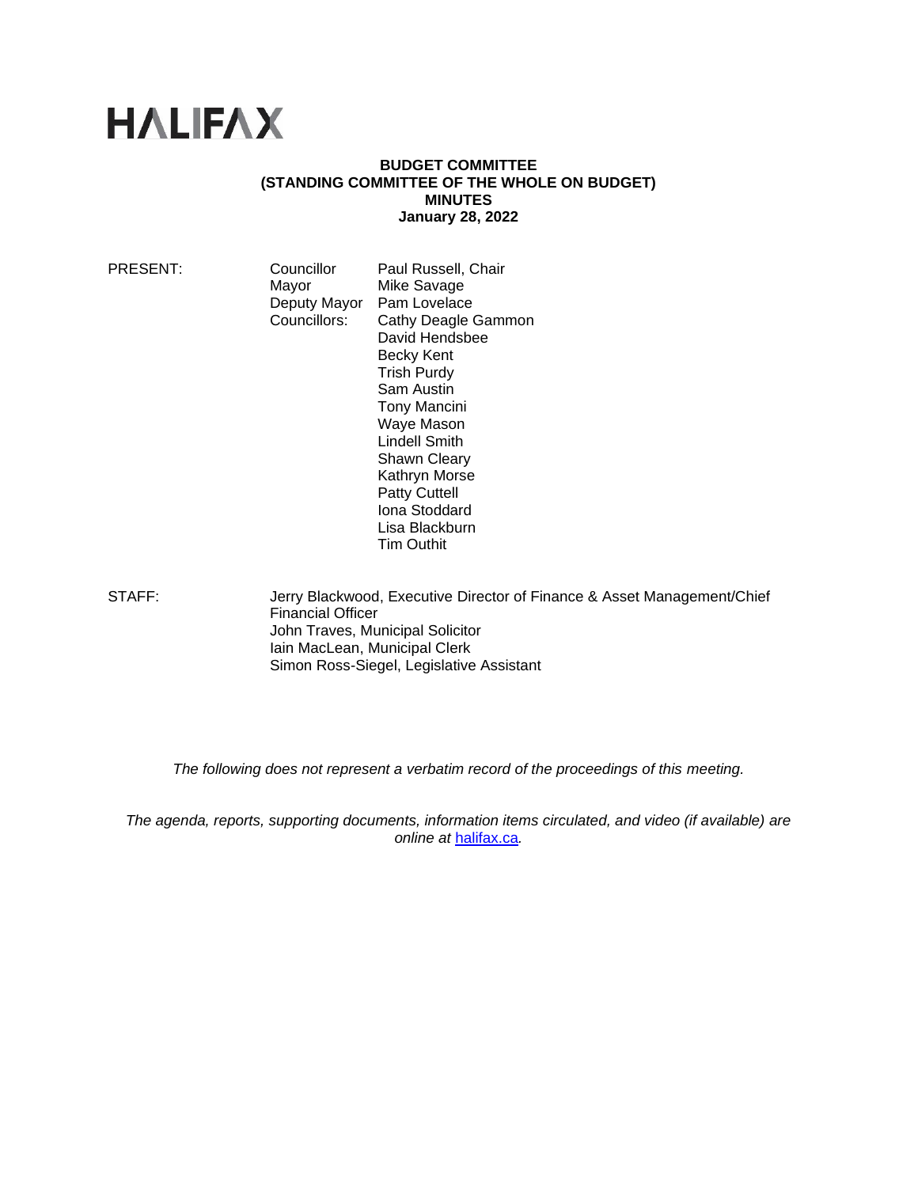# HALIFAX

**BUDGET COMMITTEE**
**(STANDING COMMITTEE OF THE WHOLE ON BUDGET)**
**MINUTES**
**January 28, 2022**

| | | |
|---|---|---|
| PRESENT: | Councillor | Paul Russell, Chair |
| | Mayor | Mike Savage |
| | Deputy Mayor | Pam Lovelace |
| | Councillors: | Cathy Deagle Gammon |
| | | David Hendsbee |
| | | Becky Kent |
| | | Trish Purdy |
| | | Sam Austin |
| | | Tony Mancini |
| | | Waye Mason |
| | | Lindell Smith |
| | | Shawn Cleary |
| | | Kathryn Morse |
| | | Patty Cuttell |
| | | Iona Stoddard |
| | | Lisa Blackburn |
| | | Tim Outhit |

STAFF:
Jerry Blackwood, Executive Director of Finance & Asset Management/Chief Financial Officer
John Traves, Municipal Solicitor
Iain MacLean, Municipal Clerk
Simon Ross-Siegel, Legislative Assistant

*The following does not represent a verbatim record of the proceedings of this meeting.*

*The agenda, reports, supporting documents, information items circulated, and video (if available) are online at [halifax.ca](halifax.ca).*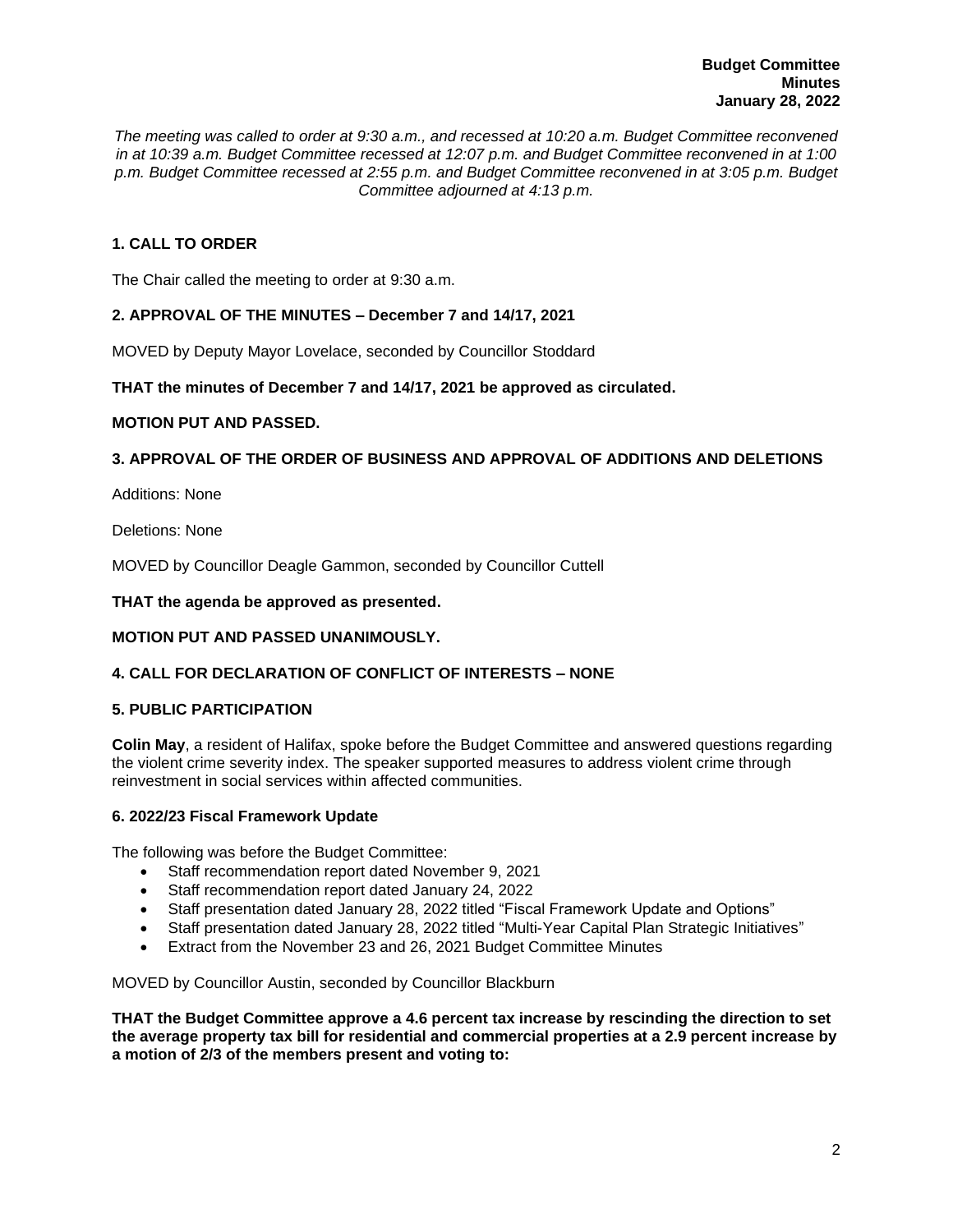**Budget Committee**
**Minutes**
**January 28, 2022**

*The meeting was called to order at 9:30 a.m., and recessed at 10:20 a.m. Budget Committee reconvened in at 10:39 a.m. Budget Committee recessed at 12:07 p.m. and Budget Committee reconvened in at 1:00 p.m. Budget Committee recessed at 2:55 p.m. and Budget Committee reconvened in at 3:05 p.m. Budget Committee adjourned at 4:13 p.m.*

## 1. CALL TO ORDER

The Chair called the meeting to order at 9:30 a.m.

## 2. APPROVAL OF THE MINUTES – December 7 and 14/17, 2021

MOVED by Deputy Mayor Lovelace, seconded by Councillor Stoddard

**THAT the minutes of December 7 and 14/17, 2021 be approved as circulated.**

**MOTION PUT AND PASSED.**

## 3. APPROVAL OF THE ORDER OF BUSINESS AND APPROVAL OF ADDITIONS AND DELETIONS

Additions: None

Deletions: None

MOVED by Councillor Deagle Gammon, seconded by Councillor Cuttell

**THAT the agenda be approved as presented.**

**MOTION PUT AND PASSED UNANIMOUSLY.**

## 4. CALL FOR DECLARATION OF CONFLICT OF INTERESTS – NONE

## 5. PUBLIC PARTICIPATION

**Colin May**, a resident of Halifax, spoke before the Budget Committee and answered questions regarding the violent crime severity index. The speaker supported measures to address violent crime through reinvestment in social services within affected communities.

### 6. 2022/23 Fiscal Framework Update

The following was before the Budget Committee:

- Staff recommendation report dated November 9, 2021
- Staff recommendation report dated January 24, 2022
- Staff presentation dated January 28, 2022 titled "Fiscal Framework Update and Options"
- Staff presentation dated January 28, 2022 titled "Multi-Year Capital Plan Strategic Initiatives"
- Extract from the November 23 and 26, 2021 Budget Committee Minutes

MOVED by Councillor Austin, seconded by Councillor Blackburn

**THAT the Budget Committee approve a 4.6 percent tax increase by rescinding the direction to set the average property tax bill for residential and commercial properties at a 2.9 percent increase by a motion of 2/3 of the members present and voting to:**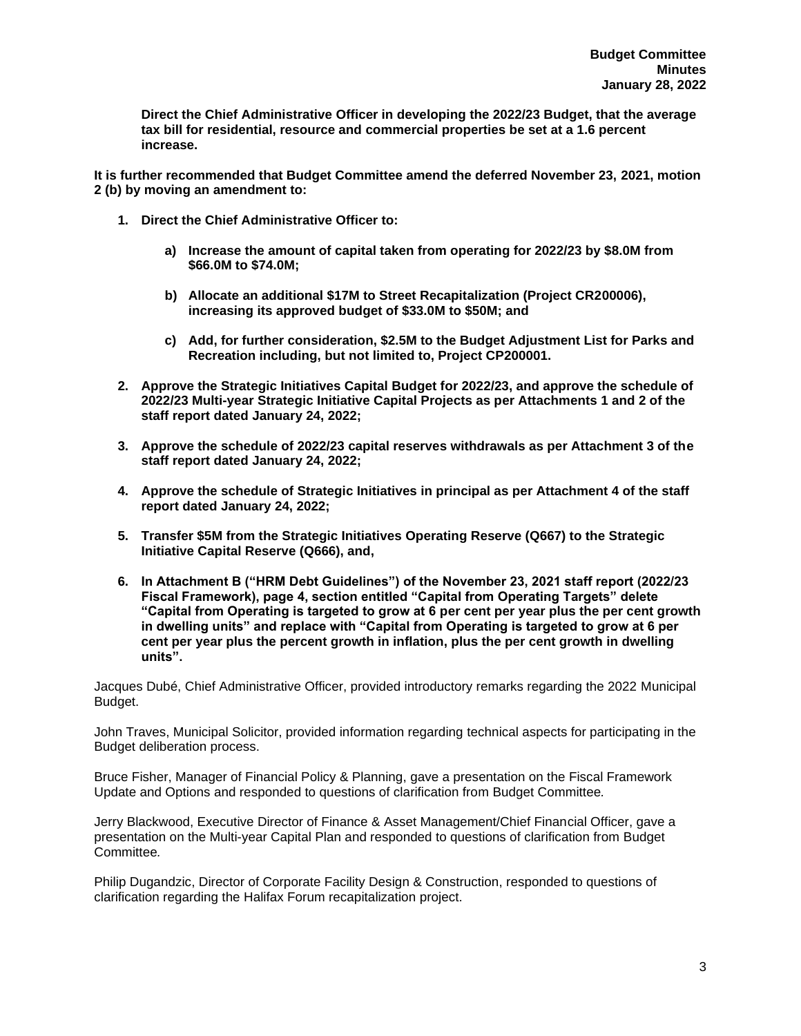**Direct the Chief Administrative Officer in developing the 2022/23 Budget, that the average tax bill for residential, resource and commercial properties be set at a 1.6 percent increase.**

**It is further recommended that Budget Committee amend the deferred November 23, 2021, motion 2 (b) by moving an amendment to:**

1. **Direct the Chief Administrative Officer to:**

    a) **Increase the amount of capital taken from operating for 2022/23 by $8.0M from $66.0M to $74.0M;**

    b) **Allocate an additional $17M to Street Recapitalization (Project CR200006), increasing its approved budget of $33.0M to $50M; and**

    c) **Add, for further consideration, $2.5M to the Budget Adjustment List for Parks and Recreation including, but not limited to, Project CP200001.**

2. **Approve the Strategic Initiatives Capital Budget for 2022/23, and approve the schedule of 2022/23 Multi-year Strategic Initiative Capital Projects as per Attachments 1 and 2 of the staff report dated January 24, 2022;**

3. **Approve the schedule of 2022/23 capital reserves withdrawals as per Attachment 3 of the staff report dated January 24, 2022;**

4. **Approve the schedule of Strategic Initiatives in principal as per Attachment 4 of the staff report dated January 24, 2022;**

5. **Transfer $5M from the Strategic Initiatives Operating Reserve (Q667) to the Strategic Initiative Capital Reserve (Q666), and,**

6. **In Attachment B ("HRM Debt Guidelines") of the November 23, 2021 staff report (2022/23 Fiscal Framework), page 4, section entitled "Capital from Operating Targets" delete "Capital from Operating is targeted to grow at 6 per cent per year plus the per cent growth in dwelling units" and replace with "Capital from Operating is targeted to grow at 6 per cent per year plus the percent growth in inflation, plus the per cent growth in dwelling units".**

Jacques Dubé, Chief Administrative Officer, provided introductory remarks regarding the 2022 Municipal Budget.

John Traves, Municipal Solicitor, provided information regarding technical aspects for participating in the Budget deliberation process.

Bruce Fisher, Manager of Financial Policy & Planning, gave a presentation on the Fiscal Framework Update and Options and responded to questions of clarification from Budget Committee.

Jerry Blackwood, Executive Director of Finance & Asset Management/Chief Financial Officer, gave a presentation on the Multi-year Capital Plan and responded to questions of clarification from Budget Committee.

Philip Dugandzic, Director of Corporate Facility Design & Construction, responded to questions of clarification regarding the Halifax Forum recapitalization project.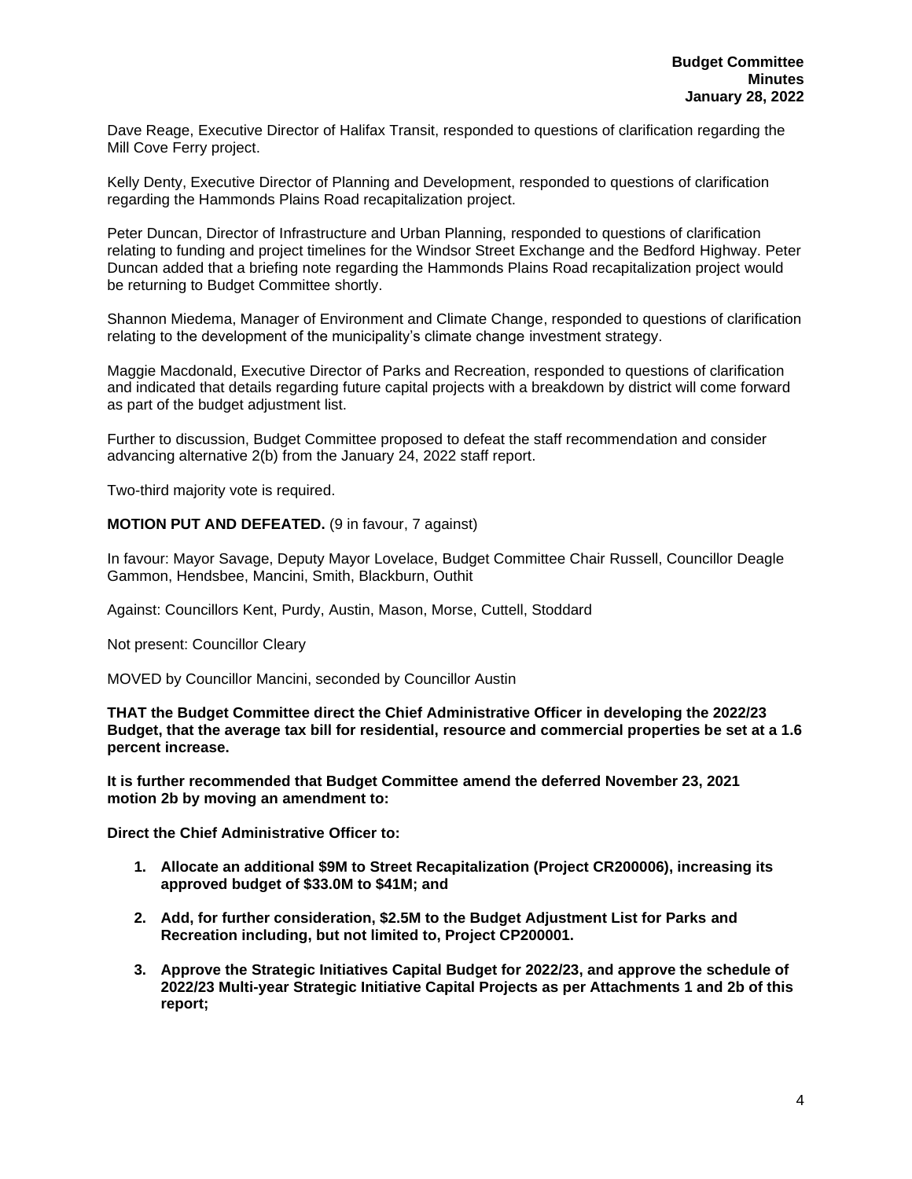Dave Reage, Executive Director of Halifax Transit, responded to questions of clarification regarding the Mill Cove Ferry project.

Kelly Denty, Executive Director of Planning and Development, responded to questions of clarification regarding the Hammonds Plains Road recapitalization project.

Peter Duncan, Director of Infrastructure and Urban Planning, responded to questions of clarification relating to funding and project timelines for the Windsor Street Exchange and the Bedford Highway. Peter Duncan added that a briefing note regarding the Hammonds Plains Road recapitalization project would be returning to Budget Committee shortly.

Shannon Miedema, Manager of Environment and Climate Change, responded to questions of clarification relating to the development of the municipality's climate change investment strategy.

Maggie Macdonald, Executive Director of Parks and Recreation, responded to questions of clarification and indicated that details regarding future capital projects with a breakdown by district will come forward as part of the budget adjustment list.

Further to discussion, Budget Committee proposed to defeat the staff recommendation and consider advancing alternative 2(b) from the January 24, 2022 staff report.

Two-third majority vote is required.

**MOTION PUT AND DEFEATED.** (9 in favour, 7 against)

In favour: Mayor Savage, Deputy Mayor Lovelace, Budget Committee Chair Russell, Councillor Deagle Gammon, Hendsbee, Mancini, Smith, Blackburn, Outhit

Against: Councillors Kent, Purdy, Austin, Mason, Morse, Cuttell, Stoddard

Not present: Councillor Cleary

MOVED by Councillor Mancini, seconded by Councillor Austin

**THAT the Budget Committee direct the Chief Administrative Officer in developing the 2022/23 Budget, that the average tax bill for residential, resource and commercial properties be set at a 1.6 percent increase.**

**It is further recommended that Budget Committee amend the deferred November 23, 2021 motion 2b by moving an amendment to:**

**Direct the Chief Administrative Officer to:**

1. **Allocate an additional $9M to Street Recapitalization (Project CR200006), increasing its approved budget of $33.0M to $41M; and**
2. **Add, for further consideration, $2.5M to the Budget Adjustment List for Parks and Recreation including, but not limited to, Project CP200001.**
3. **Approve the Strategic Initiatives Capital Budget for 2022/23, and approve the schedule of 2022/23 Multi-year Strategic Initiative Capital Projects as per Attachments 1 and 2b of this report;**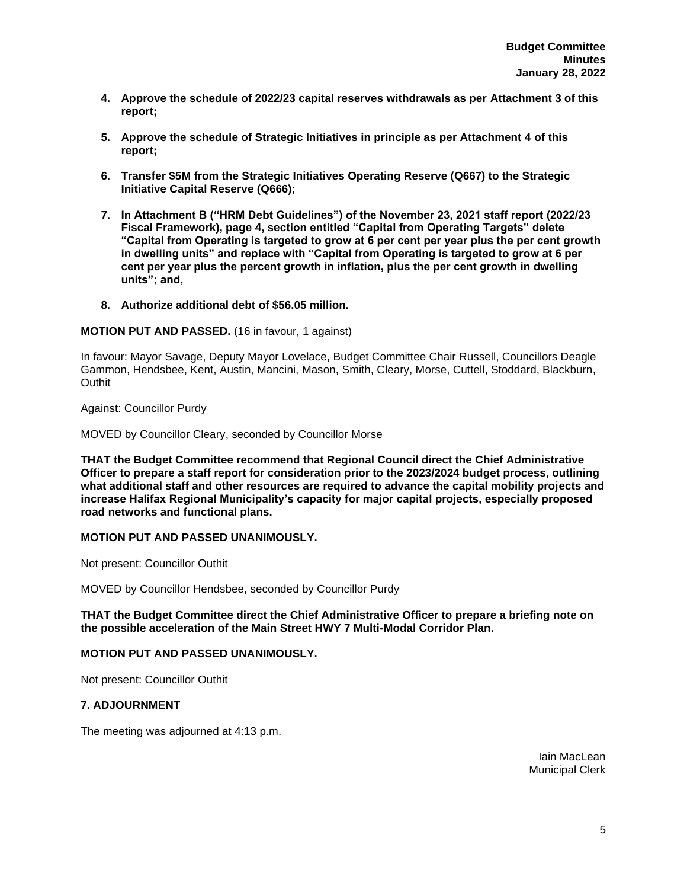4. **Approve the schedule of 2022/23 capital reserves withdrawals as per Attachment 3 of this report;**

5. **Approve the schedule of Strategic Initiatives in principle as per Attachment 4 of this report;**

6. **Transfer $5M from the Strategic Initiatives Operating Reserve (Q667) to the Strategic Initiative Capital Reserve (Q666);**

7. **In Attachment B ("HRM Debt Guidelines") of the November 23, 2021 staff report (2022/23 Fiscal Framework), page 4, section entitled "Capital from Operating Targets" delete "Capital from Operating is targeted to grow at 6 per cent per year plus the per cent growth in dwelling units" and replace with "Capital from Operating is targeted to grow at 6 per cent per year plus the percent growth in inflation, plus the per cent growth in dwelling units"; and,**

8. **Authorize additional debt of $56.05 million.**

**MOTION PUT AND PASSED.** (16 in favour, 1 against)

In favour: Mayor Savage, Deputy Mayor Lovelace, Budget Committee Chair Russell, Councillors Deagle Gammon, Hendsbee, Kent, Austin, Mancini, Mason, Smith, Cleary, Morse, Cuttell, Stoddard, Blackburn, Outhit

Against: Councillor Purdy

MOVED by Councillor Cleary, seconded by Councillor Morse

**THAT the Budget Committee recommend that Regional Council direct the Chief Administrative Officer to prepare a staff report for consideration prior to the 2023/2024 budget process, outlining what additional staff and other resources are required to advance the capital mobility projects and increase Halifax Regional Municipality's capacity for major capital projects, especially proposed road networks and functional plans.**

**MOTION PUT AND PASSED UNANIMOUSLY.**

Not present: Councillor Outhit

MOVED by Councillor Hendsbee, seconded by Councillor Purdy

**THAT the Budget Committee direct the Chief Administrative Officer to prepare a briefing note on the possible acceleration of the Main Street HWY 7 Multi-Modal Corridor Plan.**

**MOTION PUT AND PASSED UNANIMOUSLY.**

Not present: Councillor Outhit

## 7. ADJOURNMENT

The meeting was adjourned at 4:13 p.m.

Iain MacLean
Municipal Clerk